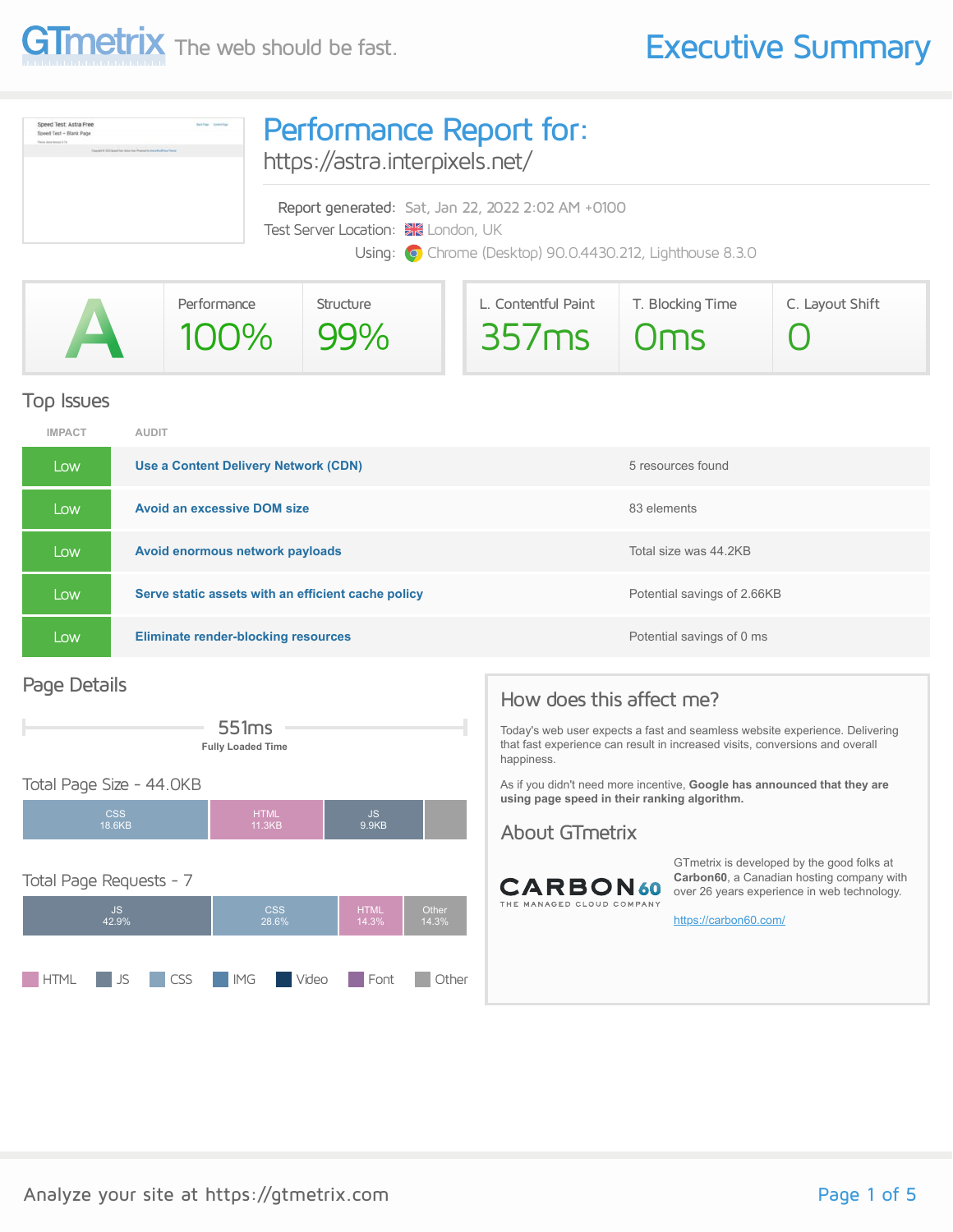# GTmetrix — The web should be fast.

## Executive Summary

# Performance Report for:

https://astra.interpixels.net/

| | |
|---|---|
| Report generated: | Sat, Jan 22, 2022 2:02 AM +0100 |
| Test Server Location: | London, UK |
| Using: | Chrome (Desktop) 90.0.4430.212, Lighthouse 8.3.0 |

| Grade | Performance | Structure | L. Contentful Paint | T. Blocking Time | C. Layout Shift |
|---|---|---|---|---|---|
| A | 100% | 99% | 357ms | 0ms | 0 |

## Top Issues

| IMPACT | AUDIT | |
|---|---|---|
| Low | **Use a Content Delivery Network (CDN)** | 5 resources found |
| Low | **Avoid an excessive DOM size** | 83 elements |
| Low | **Avoid enormous network payloads** | Total size was 44.2KB |
| Low | **Serve static assets with an efficient cache policy** | Potential savings of 2.66KB |
| Low | **Eliminate render-blocking resources** | Potential savings of 0 ms |

## Page Details

551ms

**Fully Loaded Time**

### Total Page Size - 44.0KB

| CSS | HTML | JS | |
|---|---|---|---|
| 18.6KB | 11.3KB | 9.9KB | |

### Total Page Requests - 7

| JS | CSS | HTML | Other |
|---|---|---|---|
| 42.9% | 28.6% | 14.3% | 14.3% |

HTML · JS · CSS · IMG · Video · Font · Other

## How does this affect me?

Today's web user expects a fast and seamless website experience. Delivering that fast experience can result in increased visits, conversions and overall happiness.

As if you didn't need more incentive, **Google has announced that they are using page speed in their ranking algorithm.**

## About GTmetrix

CARBON60 — THE MANAGED CLOUD COMPANY

GTmetrix is developed by the good folks at **Carbon60**, a Canadian hosting company with over 26 years experience in web technology.

https://carbon60.com/

Analyze your site at https://gtmetrix.com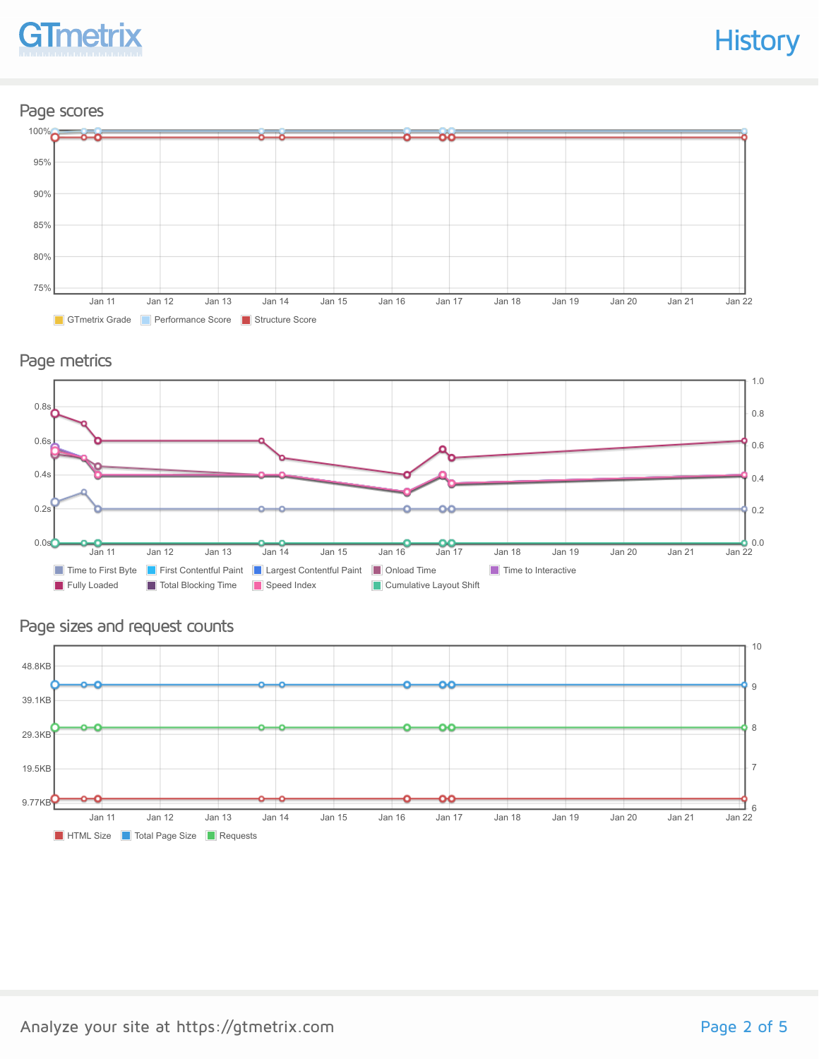## Page scores

100%
95%
90%
85%
80%
75%

Jan 11 Jan 12 Jan 13 Jan 14 Jan 15 Jan 16 Jan 17 Jan 18 Jan 19 Jan 20 Jan 21 Jan 22

GTmetrix Grade | Performance Score | Structure Score

## Page metrics

0.8s
0.6s
0.4s
0.2s
0.0s

1.0
0.8
0.6
0.4
0.2
0.0

Jan 11 Jan 12 Jan 13 Jan 14 Jan 15 Jan 16 Jan 17 Jan 18 Jan 19 Jan 20 Jan 21 Jan 22

Time to First Byte | First Contentful Paint | Largest Contentful Paint | Onload Time | Time to Interactive
Fully Loaded | Total Blocking Time | Speed Index | Cumulative Layout Shift

## Page sizes and request counts

48.8KB
39.1KB
29.3KB
19.5KB
9.77KB

10
9
8
7
6

Jan 11 Jan 12 Jan 13 Jan 14 Jan 15 Jan 16 Jan 17 Jan 18 Jan 19 Jan 20 Jan 21 Jan 22

HTML Size | Total Page Size | Requests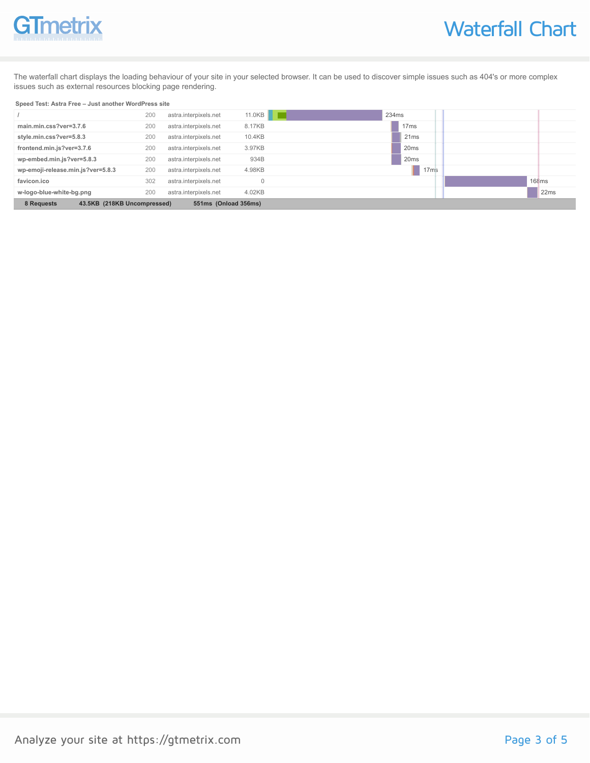# Waterfall Chart

The waterfall chart displays the loading behaviour of your site in your selected browser. It can be used to discover simple issues such as 404's or more complex issues such as external resources blocking page rendering.

**Speed Test: Astra Free – Just another WordPress site**

| Resource | Status | Domain | Size | Time |
|---|---|---|---|---|
| / | 200 | astra.interpixels.net | 11.0KB | 234ms |
| main.min.css?ver=3.7.6 | 200 | astra.interpixels.net | 8.17KB | 17ms |
| style.min.css?ver=5.8.3 | 200 | astra.interpixels.net | 10.4KB | 21ms |
| frontend.min.js?ver=3.7.6 | 200 | astra.interpixels.net | 3.97KB | 20ms |
| wp-embed.min.js?ver=5.8.3 | 200 | astra.interpixels.net | 934B | 20ms |
| wp-emoji-release.min.js?ver=5.8.3 | 200 | astra.interpixels.net | 4.98KB | 17ms |
| favicon.ico | 302 | astra.interpixels.net | 0 | 168ms |
| w-logo-blue-white-bg.png | 200 | astra.interpixels.net | 4.02KB | 22ms |
| **8 Requests** | | | **43.5KB (218KB Uncompressed)** | **551ms (Onload 356ms)** |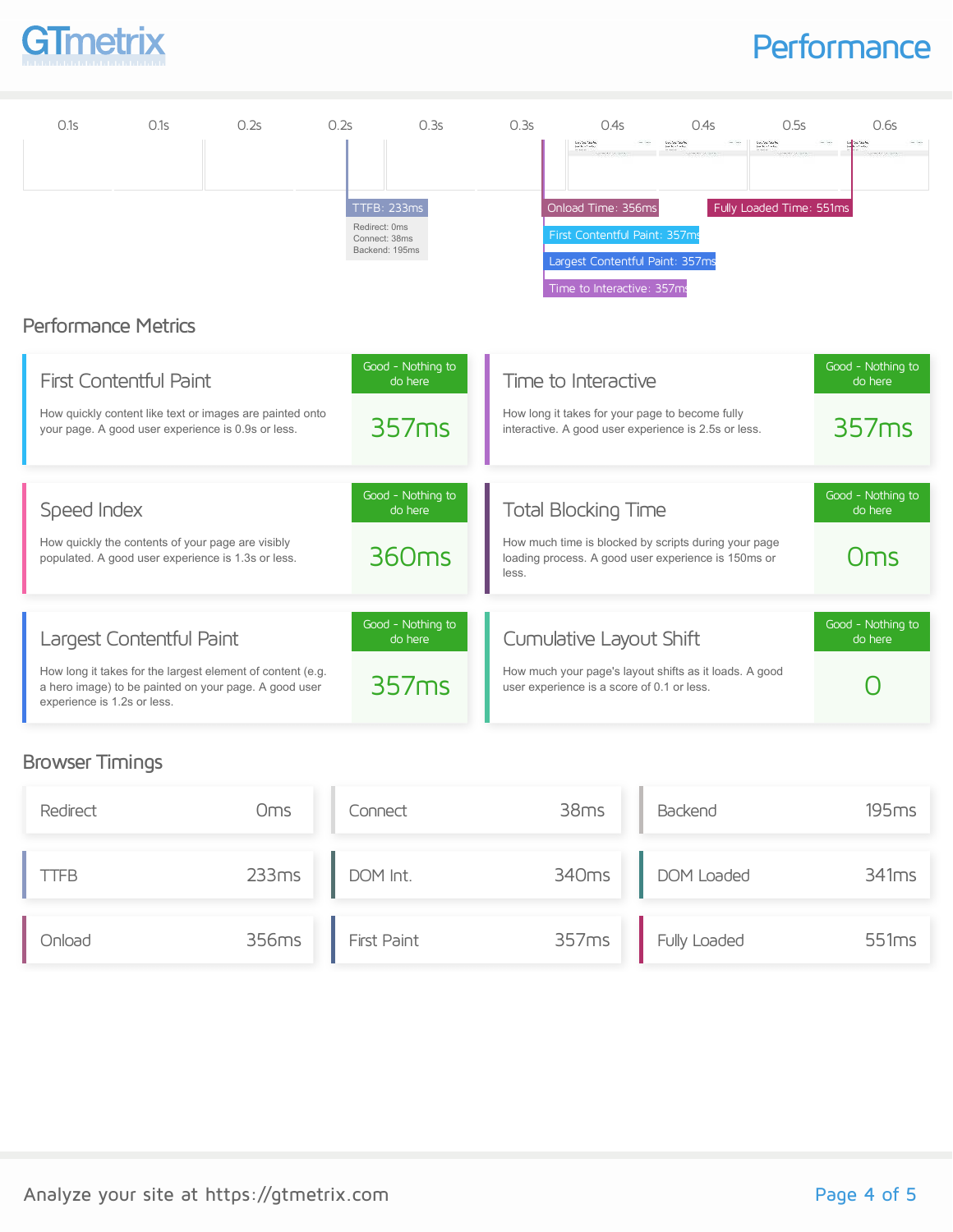# Performance

| 0.1s | 0.1s | 0.2s | 0.2s | 0.3s | 0.3s | 0.4s | 0.4s | 0.5s | 0.6s |
|---|---|---|---|---|---|---|---|---|---|

TTFB: 233ms
Redirect: 0ms
Connect: 38ms
Backend: 195ms

Onload Time: 356ms

First Contentful Paint: 357ms

Largest Contentful Paint: 357ms

Time to Interactive: 357ms

Fully Loaded Time: 551ms

## Performance Metrics

### First Contentful Paint

How quickly content like text or images are painted onto your page. A good user experience is 0.9s or less.

Good - Nothing to do here

**357ms**

### Time to Interactive

How long it takes for your page to become fully interactive. A good user experience is 2.5s or less.

Good - Nothing to do here

**357ms**

### Speed Index

How quickly the contents of your page are visibly populated. A good user experience is 1.3s or less.

Good - Nothing to do here

**360ms**

### Total Blocking Time

How much time is blocked by scripts during your page loading process. A good user experience is 150ms or less.

Good - Nothing to do here

**0ms**

### Largest Contentful Paint

How long it takes for the largest element of content (e.g. a hero image) to be painted on your page. A good user experience is 1.2s or less.

Good - Nothing to do here

**357ms**

### Cumulative Layout Shift

How much your page's layout shifts as it loads. A good user experience is a score of 0.1 or less.

Good - Nothing to do here

**0**

## Browser Timings

| Timing | Value |
|---|---|
| Redirect | 0ms |
| Connect | 38ms |
| Backend | 195ms |
| TTFB | 233ms |
| DOM Int. | 340ms |
| DOM Loaded | 341ms |
| Onload | 356ms |
| First Paint | 357ms |
| Fully Loaded | 551ms |

Analyze your site at https://gtmetrix.com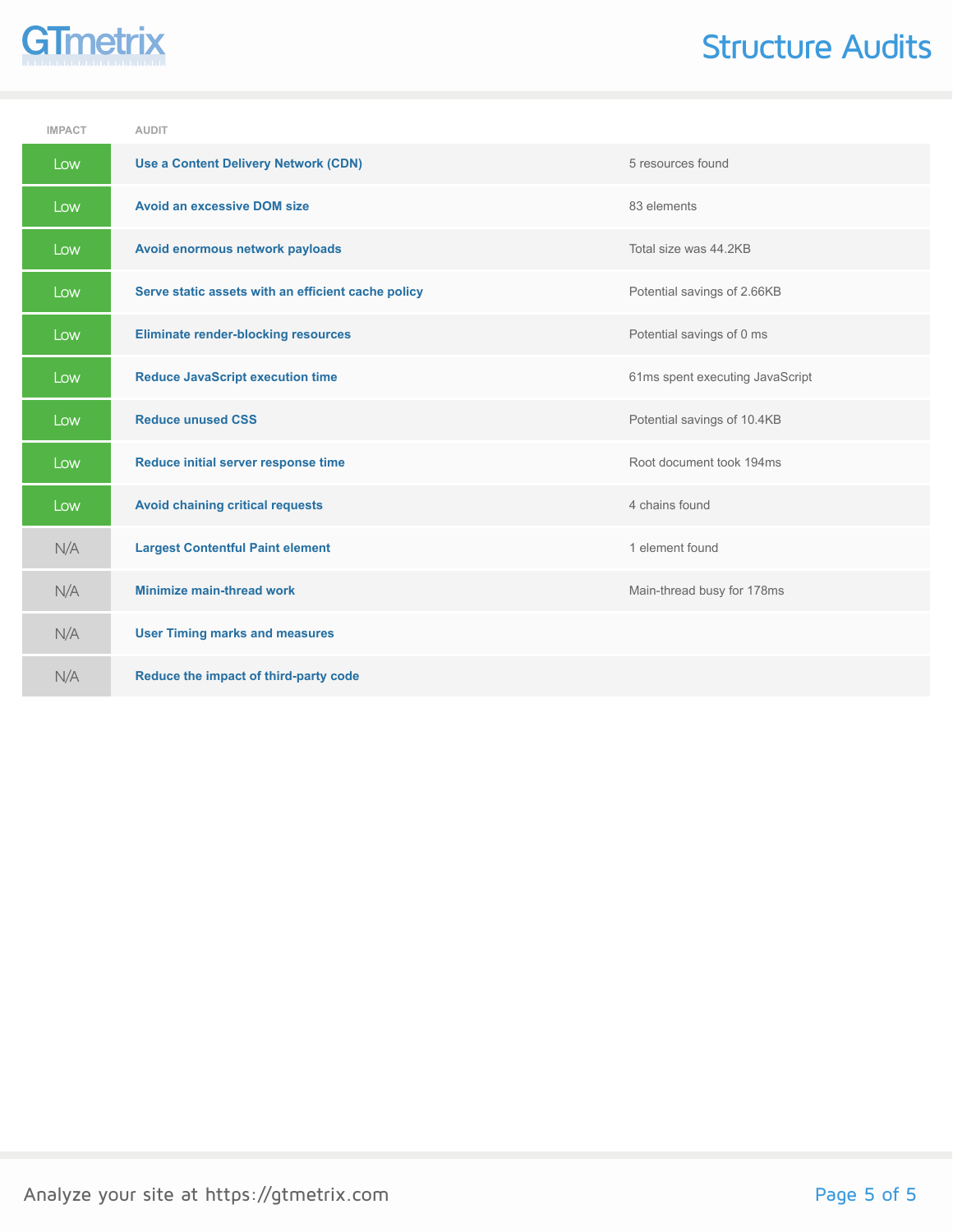# Structure Audits

| IMPACT | AUDIT | |
|---|---|---|
| Low | **Use a Content Delivery Network (CDN)** | 5 resources found |
| Low | **Avoid an excessive DOM size** | 83 elements |
| Low | **Avoid enormous network payloads** | Total size was 44.2KB |
| Low | **Serve static assets with an efficient cache policy** | Potential savings of 2.66KB |
| Low | **Eliminate render-blocking resources** | Potential savings of 0 ms |
| Low | **Reduce JavaScript execution time** | 61ms spent executing JavaScript |
| Low | **Reduce unused CSS** | Potential savings of 10.4KB |
| Low | **Reduce initial server response time** | Root document took 194ms |
| Low | **Avoid chaining critical requests** | 4 chains found |
| N/A | **Largest Contentful Paint element** | 1 element found |
| N/A | **Minimize main-thread work** | Main-thread busy for 178ms |
| N/A | **User Timing marks and measures** | |
| N/A | **Reduce the impact of third-party code** | |

Analyze your site at https://gtmetrix.com